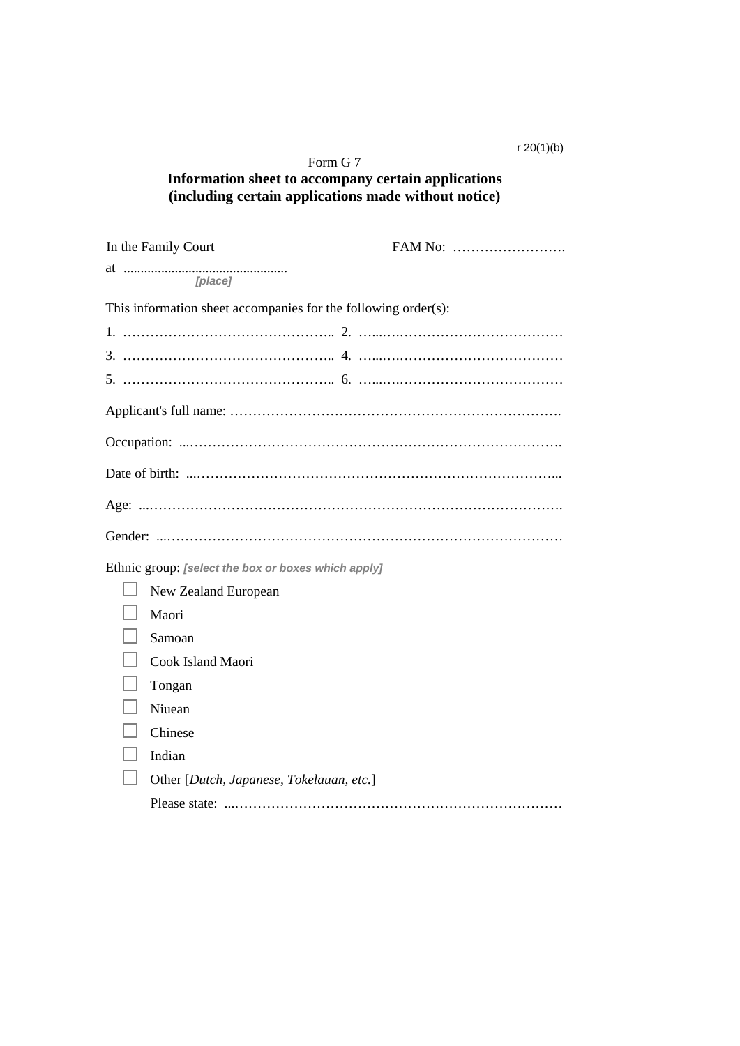r 20(1)(b)

Form G 7

**Information sheet to accompany certain applications (including certain applications made without notice)**

In the Family Court FAM No: …………………….

at ............................................... *[place]*

This information sheet accompanies for the following order(s):

1. ……………………………………….. 2. ……..………………………………

3. ……………………………………….. 4. ……..………………………………

5. ……………………………………….. 6. ……..………………………………

Applicant's full name: ……………………………………………………………….

Occupation: ...………………………………………………………………………..

Date of birth: ...……………………………………………………………………...

Age: ...…………………………………………………………………………………

Gender: ...……………………………………………………………………………

Ethnic group: *[select the box or boxes which apply]*

- ☐ New Zealand European
- ☐ Maori
- ☐ Samoan
- ☐ Cook Island Maori
- ☐ Tongan
- ☐ Niuean
- ☐ Chinese
- ☐ Indian
- ☐ Other [*Dutch, Japanese, Tokelauan, etc.*]

  Please state: ...………………………………………………………………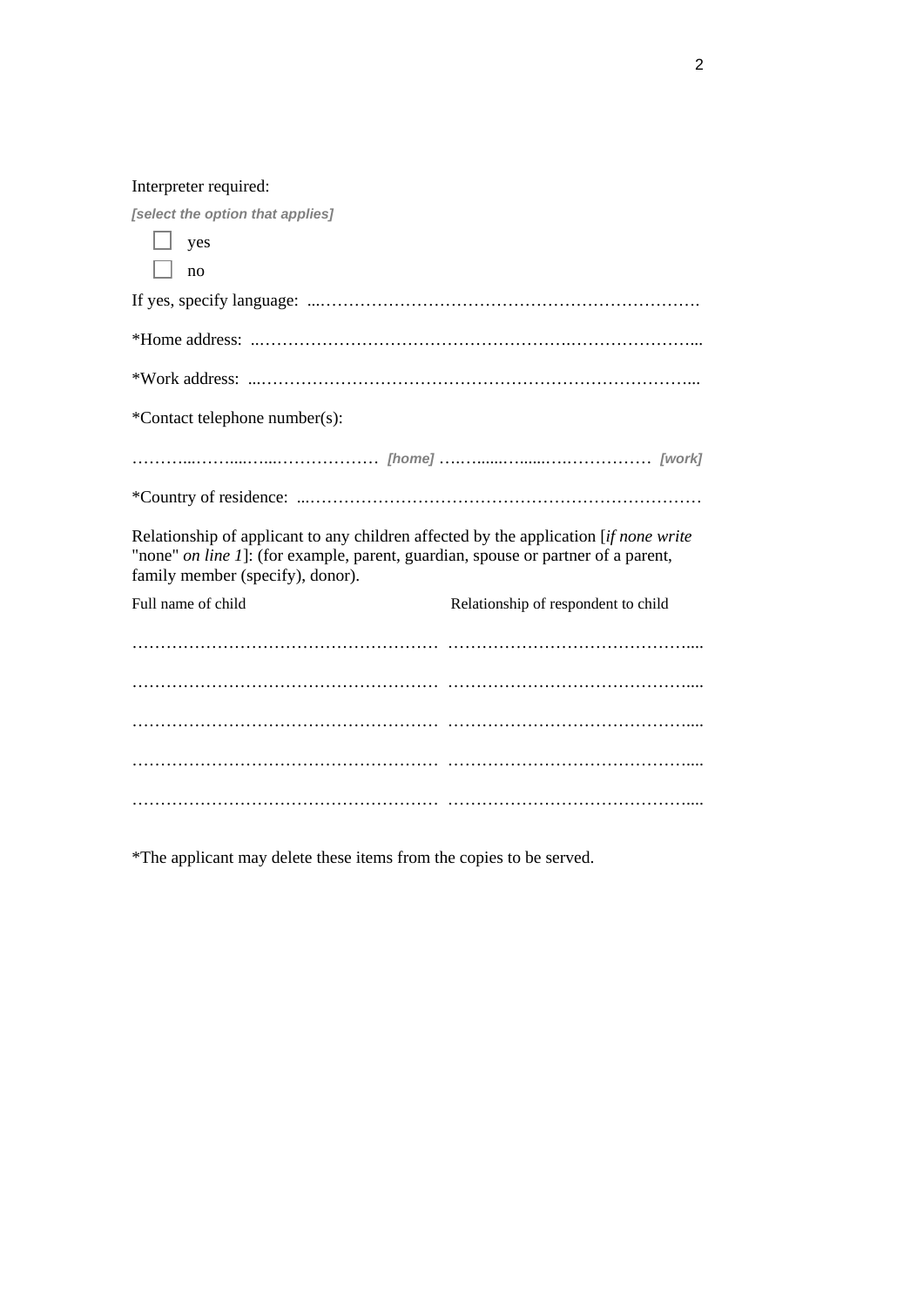Interpreter required:

***[select the option that applies]***

☐ yes

☐ no

If yes, specify language: ...…………………………………………………………

*Home address: ..…………………………………………….…………………...

*Work address: ...…………………………………………………………………...

*Contact telephone number(s):

………...……....…...……………… ***[home]*** ….….......…......….……………… ***[work]***

*Country of residence: ...……………………………………………………………

Relationship of applicant to any children affected by the application [*if none write* "none" *on line 1*]: (for example, parent, guardian, spouse or partner of a parent, family member (specify), donor).

| Full name of child | Relationship of respondent to child |
|---|---|
| ……………………………………………… | ……………………………………..... |
| ……………………………………………… | ……………………………………..... |
| ……………………………………………… | ……………………………………..... |
| ……………………………………………… | ……………………………………..... |
| ……………………………………………… | ……………………………………..... |

*The applicant may delete these items from the copies to be served.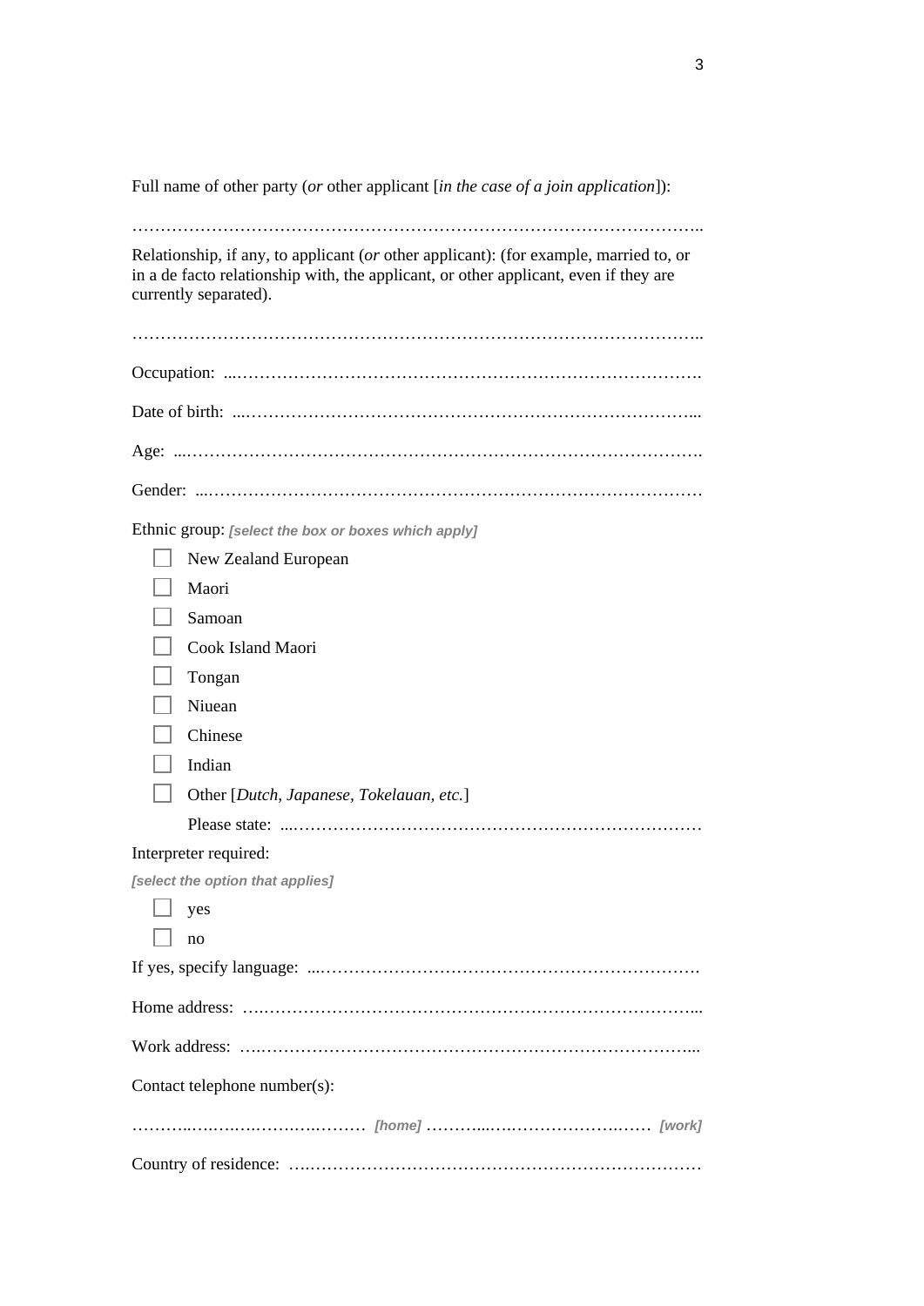Full name of other party (*or* other applicant [*in the case of a join application*]):

………………………………………………………………………………………..

Relationship, if any, to applicant (*or* other applicant): (for example, married to, or in a de facto relationship with, the applicant, or other applicant, even if they are currently separated).

………………………………………………………………………………………..

Occupation: ...……………………………………………………………………….

Date of birth: ...…………………………………………………………………...

Age: ...…………………………………………………………………………….

Gender: ...…………………………………………………………………………

Ethnic group: ***[select the box or boxes which apply]***

- ☐ New Zealand European
- ☐ Maori
- ☐ Samoan
- ☐ Cook Island Maori
- ☐ Tongan
- ☐ Niuean
- ☐ Chinese
- ☐ Indian
- ☐ Other [*Dutch, Japanese, Tokelauan, etc.*]

  Please state: ...…………………………………………………………………

Interpreter required:

***[select the option that applies]***

- ☐ yes
- ☐ no

If yes, specify language: ...………………………………………………………….

Home address: ….…………………………………………………………………...

Work address: ….…………………………………………………………………...

Contact telephone number(s):

………..……….……….………… ***[home]*** ………...……………………..…… ***[work]***

Country of residence: ….………………………………………………………………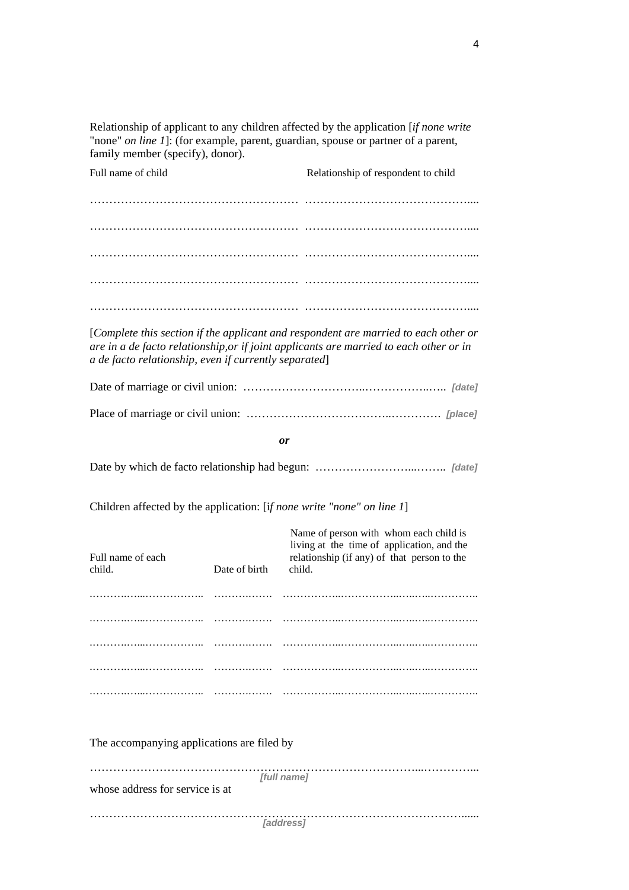Relationship of applicant to any children affected by the application [*if none write* "none" *on line 1*]: (for example, parent, guardian, spouse or partner of a parent, family member (specify), donor).

| Full name of child | Relationship of respondent to child |
|---|---|
| ……………………………………………… | …………………………………….... |
| ……………………………………………… | …………………………………….... |
| ……………………………………………… | …………………………………….... |
| ……………………………………………… | …………………………………….... |
| ……………………………………………… | …………………………………….... |

[*Complete this section if the applicant and respondent are married to each other or are in a de facto relationship,or if joint applicants are married to each other or in a de facto relationship, even if currently separated*]

Date of marriage or civil union: …………………………..……………..….. *[date]*

Place of marriage or civil union: ……………………………..…………. *[place]*

***or***

Date by which de facto relationship had begun: ……………………...…….. *[date]*

Children affected by the application: [i*f none write "none" on line 1*]

| Full name of each child. | Date of birth | Name of person with whom each child is living at the time of application, and the relationship (if any) of that person to the child. |
|---|---|---|
| ………..…...…………….. | ……….……. | ……………..……………..…..…..………….. |
| ………..…...…………….. | ……….……. | ……………..……………..…..…..………….. |
| ………..…...…………….. | ……….……. | ……………..……………..…..…..………….. |
| ………..…...…………….. | ……….……. | ……………..……………..…..…..………….. |
| ………..…...…………….. | ……….……. | ……………..……………..…..…..………….. |

The accompanying applications are filed by

…………………………………………………………………………...…………...
*[full name]*

whose address for service is at

……………………………………………………………………………………......
*[address]*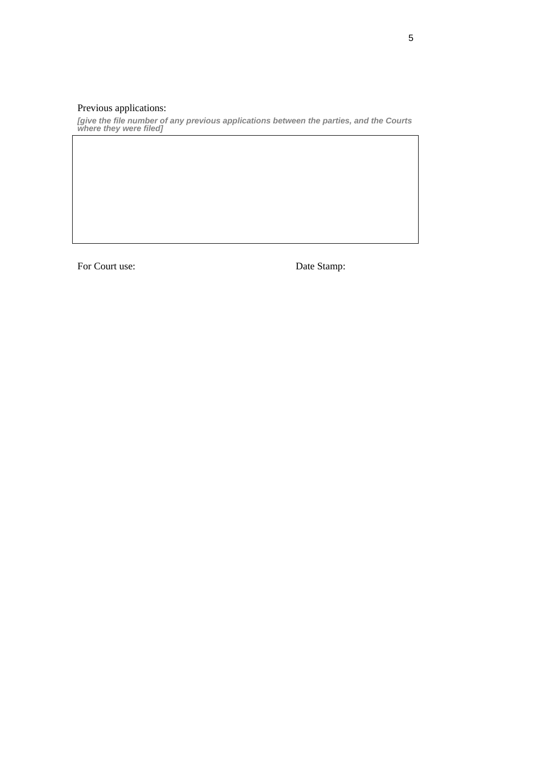Previous applications:

***[give the file number of any previous applications between the parties, and the Courts where they were filed]***

| |
|---|
| |

For Court use: Date Stamp: